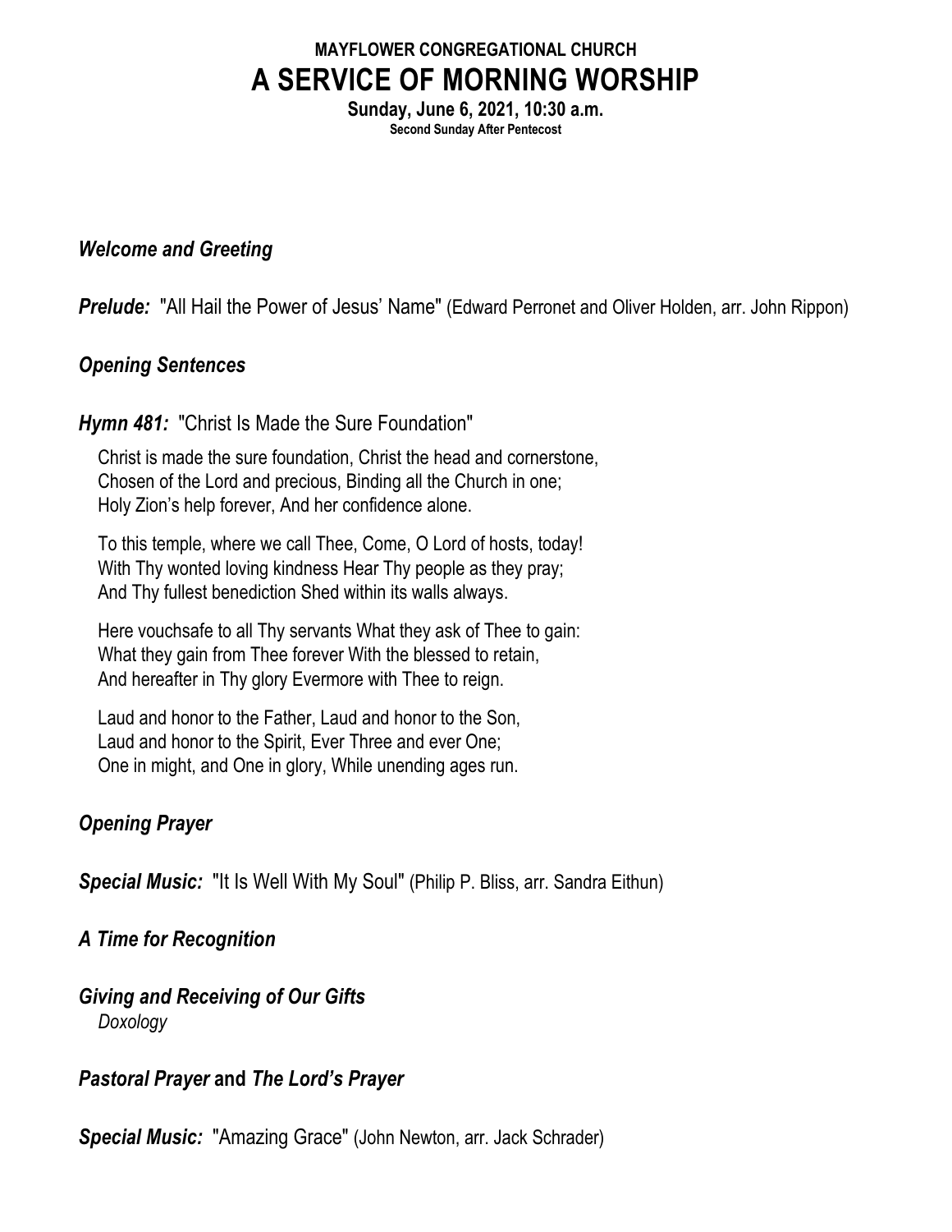**MAYFLOWER CONGREGATIONAL CHURCH**

# A SERVICE OF MORNING WORSHIP

**Sunday, June 6, 2021, 10:30 a.m.**

**Second Sunday After Pentecost**

***Welcome and Greeting***

***Prelude:*** "All Hail the Power of Jesus' Name" (Edward Perronet and Oliver Holden, arr. John Rippon)

***Opening Sentences***

***Hymn 481:*** "Christ Is Made the Sure Foundation"

Christ is made the sure foundation, Christ the head and cornerstone,
Chosen of the Lord and precious, Binding all the Church in one;
Holy Zion's help forever, And her confidence alone.

To this temple, where we call Thee, Come, O Lord of hosts, today!
With Thy wonted loving kindness Hear Thy people as they pray;
And Thy fullest benediction Shed within its walls always.

Here vouchsafe to all Thy servants What they ask of Thee to gain:
What they gain from Thee forever With the blessed to retain,
And hereafter in Thy glory Evermore with Thee to reign.

Laud and honor to the Father, Laud and honor to the Son,
Laud and honor to the Spirit, Ever Three and ever One;
One in might, and One in glory, While unending ages run.

***Opening Prayer***

***Special Music:*** "It Is Well With My Soul" (Philip P. Bliss, arr. Sandra Eithun)

***A Time for Recognition***

***Giving and Receiving of Our Gifts***

*Doxology*

***Pastoral Prayer* and *The Lord's Prayer***

***Special Music:*** "Amazing Grace" (John Newton, arr. Jack Schrader)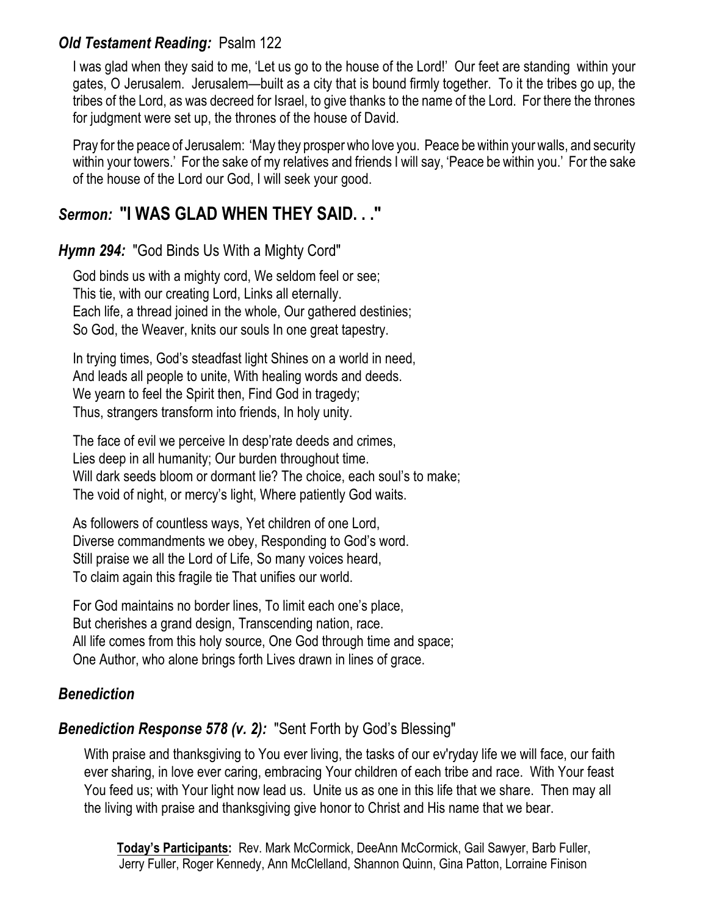***Old Testament Reading:*** Psalm 122

I was glad when they said to me, 'Let us go to the house of the Lord!' Our feet are standing within your gates, O Jerusalem. Jerusalem—built as a city that is bound firmly together. To it the tribes go up, the tribes of the Lord, as was decreed for Israel, to give thanks to the name of the Lord. For there the thrones for judgment were set up, the thrones of the house of David.

Pray for the peace of Jerusalem: 'May they prosper who love you. Peace be within your walls, and security within your towers.' For the sake of my relatives and friends I will say, 'Peace be within you.' For the sake of the house of the Lord our God, I will seek your good.

## *Sermon:* "I WAS GLAD WHEN THEY SAID. . ."

***Hymn 294:*** "God Binds Us With a Mighty Cord"

God binds us with a mighty cord, We seldom feel or see;
This tie, with our creating Lord, Links all eternally.
Each life, a thread joined in the whole, Our gathered destinies;
So God, the Weaver, knits our souls In one great tapestry.

In trying times, God's steadfast light Shines on a world in need,
And leads all people to unite, With healing words and deeds.
We yearn to feel the Spirit then, Find God in tragedy;
Thus, strangers transform into friends, In holy unity.

The face of evil we perceive In desp'rate deeds and crimes,
Lies deep in all humanity; Our burden throughout time.
Will dark seeds bloom or dormant lie? The choice, each soul's to make;
The void of night, or mercy's light, Where patiently God waits.

As followers of countless ways, Yet children of one Lord,
Diverse commandments we obey, Responding to God's word.
Still praise we all the Lord of Life, So many voices heard,
To claim again this fragile tie That unifies our world.

For God maintains no border lines, To limit each one's place,
But cherishes a grand design, Transcending nation, race.
All life comes from this holy source, One God through time and space;
One Author, who alone brings forth Lives drawn in lines of grace.

***Benediction***

***Benediction Response 578 (v. 2):*** "Sent Forth by God's Blessing"

With praise and thanksgiving to You ever living, the tasks of our ev'ryday life we will face, our faith ever sharing, in love ever caring, embracing Your children of each tribe and race. With Your feast You feed us; with Your light now lead us. Unite us as one in this life that we share. Then may all the living with praise and thanksgiving give honor to Christ and His name that we bear.

**Today's Participants:** Rev. Mark McCormick, DeeAnn McCormick, Gail Sawyer, Barb Fuller, Jerry Fuller, Roger Kennedy, Ann McClelland, Shannon Quinn, Gina Patton, Lorraine Finison